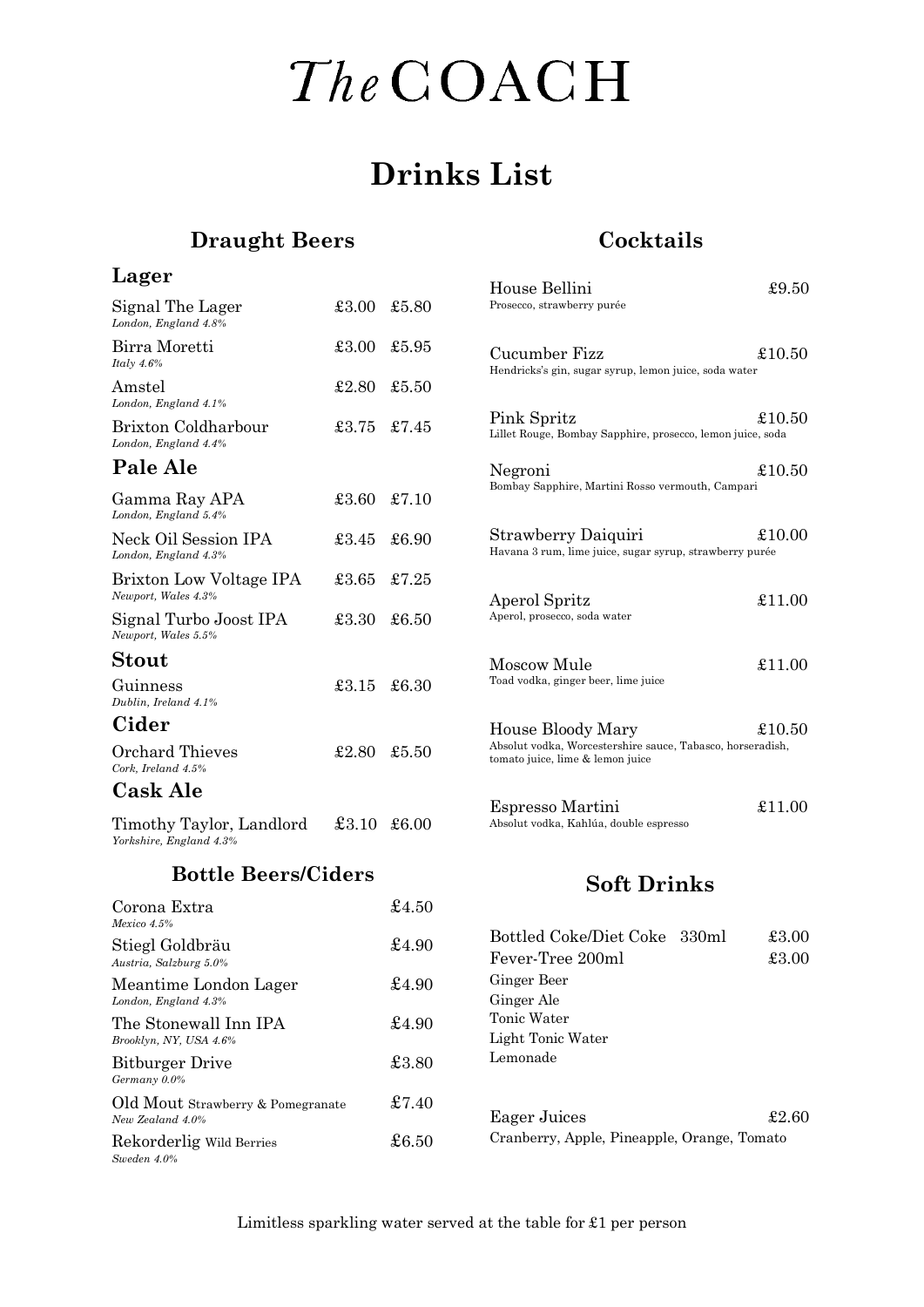# *The* COACH

## Drinks List

### Draught Beers

#### Lager

| Drink | | |
|---|---|---|
| Signal The Lager<br>*London, England 4.8%* | £3.00 | £5.80 |
| Birra Moretti<br>*Italy 4.6%* | £3.00 | £5.95 |
| Amstel<br>*London, England 4.1%* | £2.80 | £5.50 |
| Brixton Coldharbour<br>*London, England 4.4%* | £3.75 | £7.45 |

#### Pale Ale

| Drink | | |
|---|---|---|
| Gamma Ray APA<br>*London, England 5.4%* | £3.60 | £7.10 |
| Neck Oil Session IPA<br>*London, England 4.3%* | £3.45 | £6.90 |
| Brixton Low Voltage IPA<br>*Newport, Wales 4.3%* | £3.65 | £7.25 |
| Signal Turbo Joost IPA<br>*Newport, Wales 5.5%* | £3.30 | £6.50 |

#### Stout

| Drink | | |
|---|---|---|
| Guinness<br>*Dublin, Ireland 4.1%* | £3.15 | £6.30 |

#### Cider

| Drink | | |
|---|---|---|
| Orchard Thieves<br>*Cork, Ireland 4.5%* | £2.80 | £5.50 |

#### Cask Ale

| Drink | | |
|---|---|---|
| Timothy Taylor, Landlord<br>*Yorkshire, England 4.3%* | £3.10 | £6.00 |

### Bottle Beers/Ciders

| Drink | Price |
|---|---|
| Corona Extra<br>*Mexico 4.5%* | £4.50 |
| Stiegl Goldbräu<br>*Austria, Salzburg 5.0%* | £4.90 |
| Meantime London Lager<br>*London, England 4.3%* | £4.90 |
| The Stonewall Inn IPA<br>*Brooklyn, NY, USA 4.6%* | £4.90 |
| Bitburger Drive<br>*Germany 0.0%* | £3.80 |
| Old Mout Strawberry & Pomegranate<br>*New Zealand 4.0%* | £7.40 |
| Rekorderlig Wild Berries<br>*Sweden 4.0%* | £6.50 |

### Cocktails

| Drink | Price |
|---|---|
| House Bellini<br>Prosecco, strawberry purée | £9.50 |
| Cucumber Fizz<br>Hendricks's gin, sugar syrup, lemon juice, soda water | £10.50 |
| Pink Spritz<br>Lillet Rouge, Bombay Sapphire, prosecco, lemon juice, soda | £10.50 |
| Negroni<br>Bombay Sapphire, Martini Rosso vermouth, Campari | £10.50 |
| Strawberry Daiquiri<br>Havana 3 rum, lime juice, sugar syrup, strawberry purée | £10.00 |
| Aperol Spritz<br>Aperol, prosecco, soda water | £11.00 |
| Moscow Mule<br>Toad vodka, ginger beer, lime juice | £11.00 |
| House Bloody Mary<br>Absolut vodka, Worcestershire sauce, Tabasco, horseradish, tomato juice, lime & lemon juice | £10.50 |
| Espresso Martini<br>Absolut vodka, Kahlúa, double espresso | £11.00 |

### Soft Drinks

| Drink | Price |
|---|---|
| Bottled Coke/Diet Coke 330ml | £3.00 |
| Fever-Tree 200ml | £3.00 |

- Ginger Beer
- Ginger Ale
- Tonic Water
- Light Tonic Water
- Lemonade

| Drink | Price |
|---|---|
| Eager Juices | £2.60 |

Cranberry, Apple, Pineapple, Orange, Tomato

Limitless sparkling water served at the table for £1 per person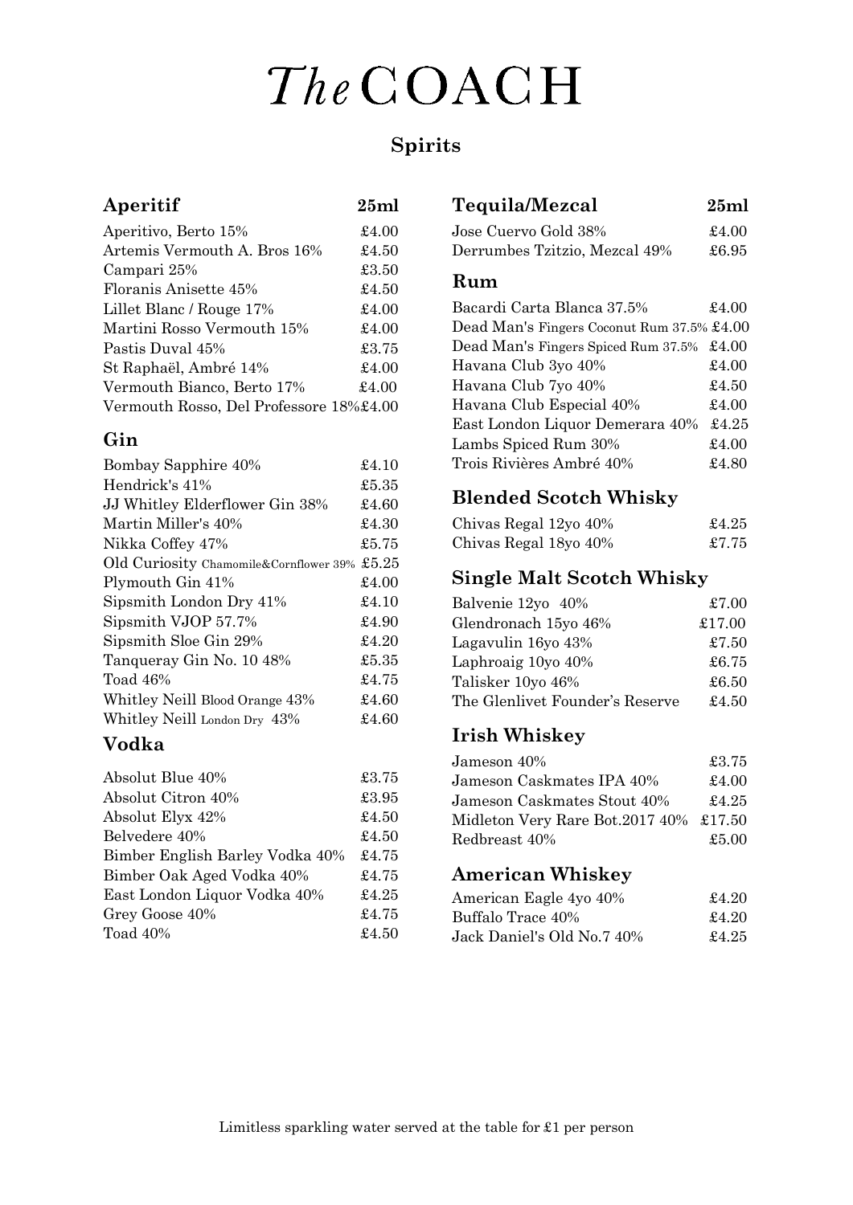# *The* COACH

## Spirits

| Aperitif | 25ml |
| --- | --- |
| Aperitivo, Berto 15% | £4.00 |
| Artemis Vermouth A. Bros 16% | £4.50 |
| Campari 25% | £3.50 |
| Floranis Anisette 45% | £4.50 |
| Lillet Blanc / Rouge 17% | £4.00 |
| Martini Rosso Vermouth 15% | £4.00 |
| Pastis Duval 45% | £3.75 |
| St Raphaël, Ambré 14% | £4.00 |
| Vermouth Bianco, Berto 17% | £4.00 |
| Vermouth Rosso, Del Professore 18% | £4.00 |

### Gin

| | |
| --- | --- |
| Bombay Sapphire 40% | £4.10 |
| Hendrick's 41% | £5.35 |
| JJ Whitley Elderflower Gin 38% | £4.60 |
| Martin Miller's 40% | £4.30 |
| Nikka Coffey 47% | £5.75 |
| Old Curiosity Chamomile&Cornflower 39% | £5.25 |
| Plymouth Gin 41% | £4.00 |
| Sipsmith London Dry 41% | £4.10 |
| Sipsmith VJOP 57.7% | £4.90 |
| Sipsmith Sloe Gin 29% | £4.20 |
| Tanqueray Gin No. 10 48% | £5.35 |
| Toad 46% | £4.75 |
| Whitley Neill Blood Orange 43% | £4.60 |
| Whitley Neill London Dry 43% | £4.60 |

### Vodka

| | |
| --- | --- |
| Absolut Blue 40% | £3.75 |
| Absolut Citron 40% | £3.95 |
| Absolut Elyx 42% | £4.50 |
| Belvedere 40% | £4.50 |
| Bimber English Barley Vodka 40% | £4.75 |
| Bimber Oak Aged Vodka 40% | £4.75 |
| East London Liquor Vodka 40% | £4.25 |
| Grey Goose 40% | £4.75 |
| Toad 40% | £4.50 |

| Tequila/Mezcal | 25ml |
| --- | --- |
| Jose Cuervo Gold 38% | £4.00 |
| Derrumbes Tzitzio, Mezcal 49% | £6.95 |

### Rum

| | |
| --- | --- |
| Bacardi Carta Blanca 37.5% | £4.00 |
| Dead Man's Fingers Coconut Rum 37.5% | £4.00 |
| Dead Man's Fingers Spiced Rum 37.5% | £4.00 |
| Havana Club 3yo 40% | £4.00 |
| Havana Club 7yo 40% | £4.50 |
| Havana Club Especial 40% | £4.00 |
| East London Liquor Demerara 40% | £4.25 |
| Lambs Spiced Rum 30% | £4.00 |
| Trois Rivières Ambré 40% | £4.80 |

### Blended Scotch Whisky

| | |
| --- | --- |
| Chivas Regal 12yo 40% | £4.25 |
| Chivas Regal 18yo 40% | £7.75 |

### Single Malt Scotch Whisky

| | |
| --- | --- |
| Balvenie 12yo 40% | £7.00 |
| Glendronach 15yo 46% | £17.00 |
| Lagavulin 16yo 43% | £7.50 |
| Laphroaig 10yo 40% | £6.75 |
| Talisker 10yo 46% | £6.50 |
| The Glenlivet Founder's Reserve | £4.50 |

### Irish Whiskey

| | |
| --- | --- |
| Jameson 40% | £3.75 |
| Jameson Caskmates IPA 40% | £4.00 |
| Jameson Caskmates Stout 40% | £4.25 |
| Midleton Very Rare Bot.2017 40% | £17.50 |
| Redbreast 40% | £5.00 |

### American Whiskey

| | |
| --- | --- |
| American Eagle 4yo 40% | £4.20 |
| Buffalo Trace 40% | £4.20 |
| Jack Daniel's Old No.7 40% | £4.25 |

Limitless sparkling water served at the table for £1 per person